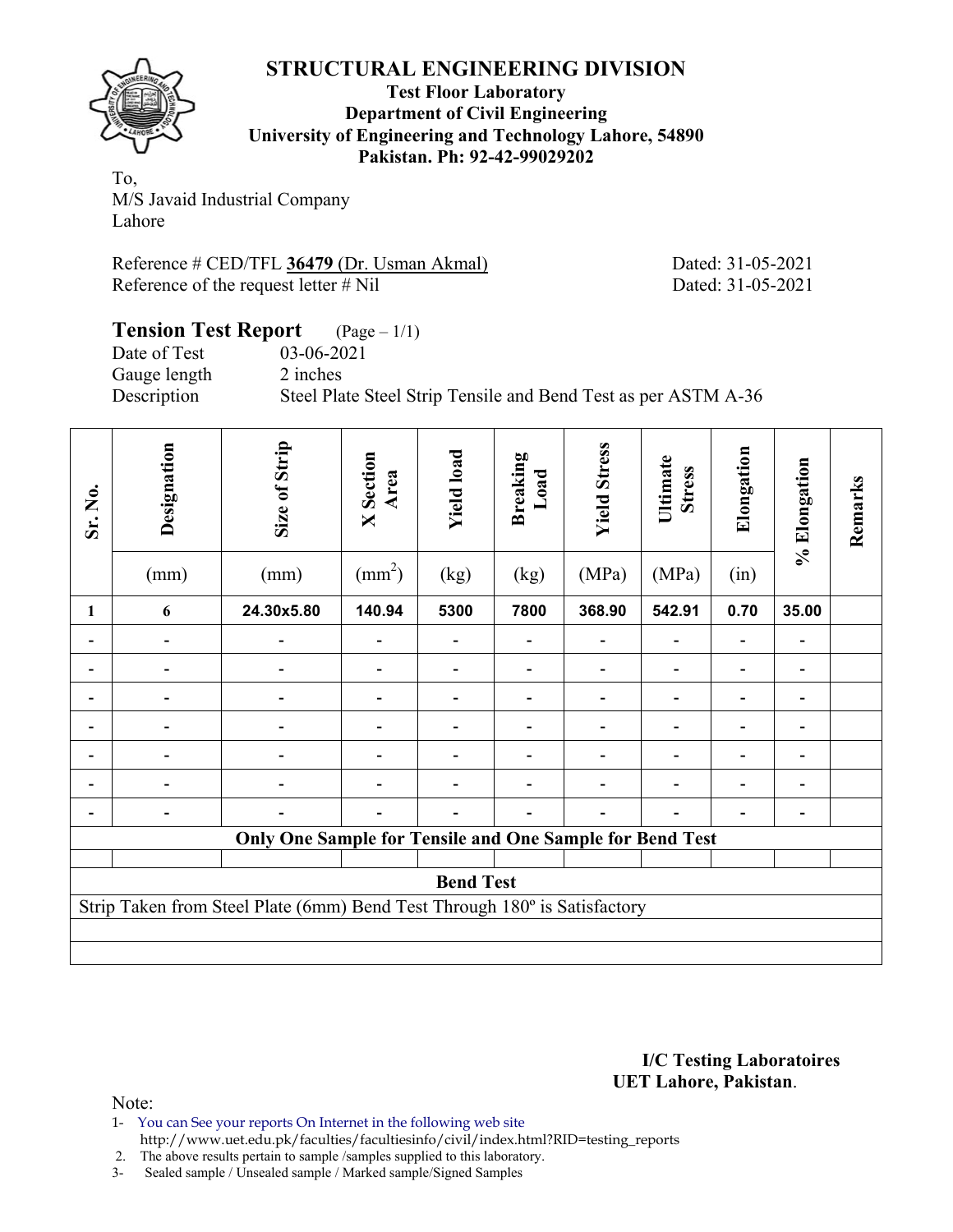# STRUCTURAL ENGINEERING DIVISION

**Test Floor Laboratory**
**Department of Civil Engineering**
**University of Engineering and Technology Lahore, 54890**
**Pakistan. Ph: 92-42-99029202**

To,
M/S Javaid Industrial Company
Lahore

Reference # CED/TFL **36479** (Dr. Usman Akmal) Dated: 31-05-2021
Reference of the request letter # Nil Dated: 31-05-2021

## Tension Test Report (Page – 1/1)

Date of Test 03-06-2021
Gauge length 2 inches
Description Steel Plate Steel Strip Tensile and Bend Test as per ASTM A-36

| Sr. No. | Designation (mm) | Size of Strip (mm) | X Section Area ($mm^2$) | Yield load (kg) | Breaking Load (kg) | Yield Stress (MPa) | Ultimate Stress (MPa) | Elongation (in) | % Elongation | Remarks |
|---|---|---|---|---|---|---|---|---|---|---|
| 1 | 6 | 24.30x5.80 | 140.94 | 5300 | 7800 | 368.90 | 542.91 | 0.70 | 35.00 | |
| - | - | - | - | - | - | - | - | - | - | |
| - | - | - | - | - | - | - | - | - | - | |
| - | - | - | - | - | - | - | - | - | - | |
| - | - | - | - | - | - | - | - | - | - | |
| - | - | - | - | - | - | - | - | - | - | |
| - | - | - | - | - | - | - | - | - | - | |
| - | - | - | - | - | - | - | - | - | - | |
| **Only One Sample for Tensile and One Sample for Bend Test** | | | | | | | | | | |
| **Bend Test** | | | | | | | | | | |
| Strip Taken from Steel Plate (6mm) Bend Test Through 180º is Satisfactory | | | | | | | | | | |

**I/C Testing Laboratoires**
**UET Lahore, Pakistan**.

Note:
1- You can See your reports On Internet in the following web site
http://www.uet.edu.pk/faculties/facultiesinfo/civil/index.html?RID=testing_reports
2. The above results pertain to sample /samples supplied to this laboratory.
3- Sealed sample / Unsealed sample / Marked sample/Signed Samples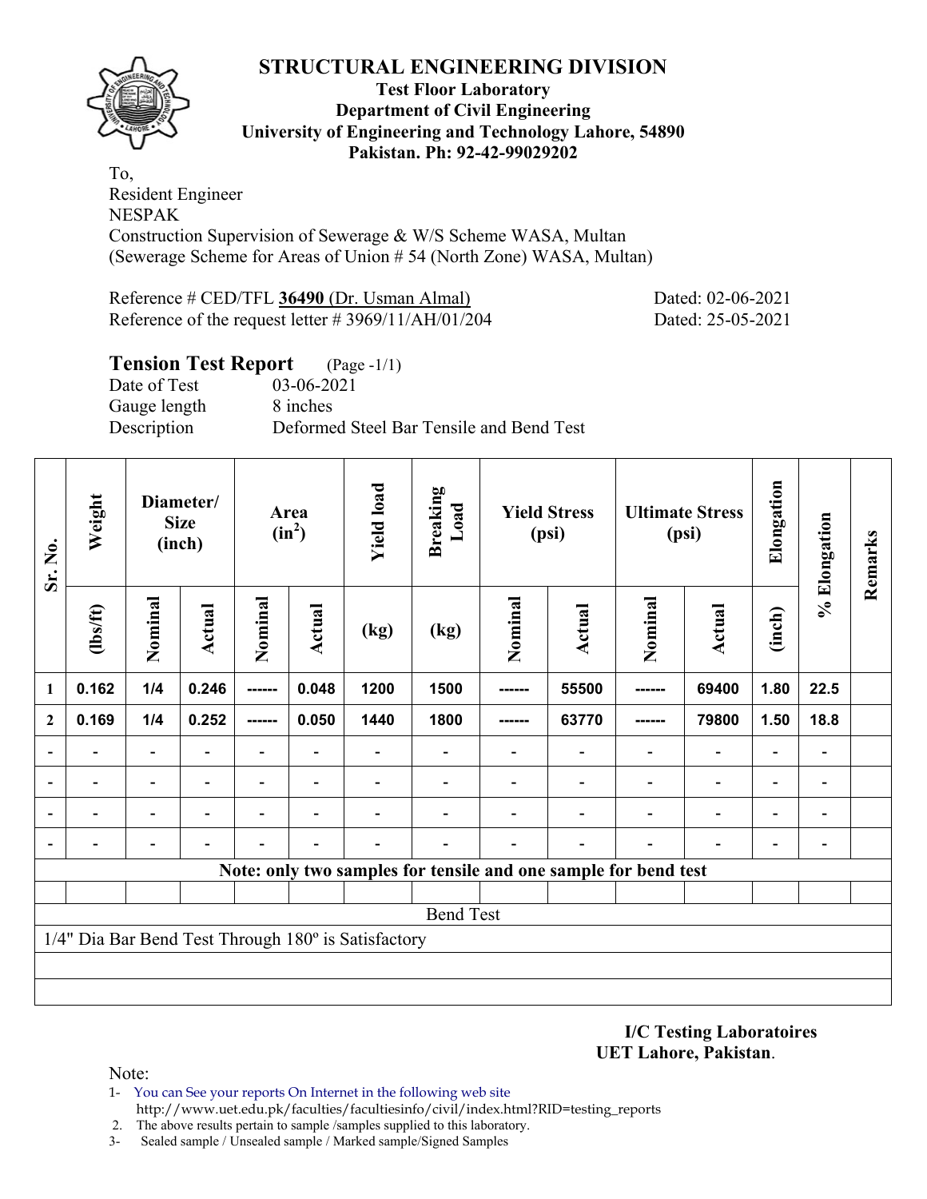# STRUCTURAL ENGINEERING DIVISION

**Test Floor Laboratory**
**Department of Civil Engineering**
**University of Engineering and Technology Lahore, 54890**
**Pakistan. Ph: 92-42-99029202**

To,
Resident Engineer
NESPAK
Construction Supervision of Sewerage & W/S Scheme WASA, Multan
(Sewerage Scheme for Areas of Union # 54 (North Zone) WASA, Multan)

Reference # CED/TFL **36490** (Dr. Usman Almal) Dated: 02-06-2021
Reference of the request letter # 3969/11/AH/01/204 Dated: 25-05-2021

## Tension Test Report (Page -1/1)

Date of Test 03-06-2021
Gauge length 8 inches
Description Deformed Steel Bar Tensile and Bend Test

| Sr. No. | Weight | Diameter/ Size (inch) | | Area ($in^2$) | | Yield load | Breaking Load | Yield Stress (psi) | | Ultimate Stress (psi) | | Elongation | % Elongation | Remarks |
|---|---|---|---|---|---|---|---|---|---|---|---|---|---|---|
| | (lbs/ft) | Nominal | Actual | Nominal | Actual | (kg) | (kg) | Nominal | Actual | Nominal | Actual | (inch) | | |
| 1 | 0.162 | 1/4 | 0.246 | ------ | 0.048 | 1200 | 1500 | ------ | 55500 | ------ | 69400 | 1.80 | 22.5 | |
| 2 | 0.169 | 1/4 | 0.252 | ------ | 0.050 | 1440 | 1800 | ------ | 63770 | ------ | 79800 | 1.50 | 18.8 | |
| - | - | - | - | - | - | - | - | - | - | - | - | - | - | |
| - | - | - | - | - | - | - | - | - | - | - | - | - | - | |
| - | - | - | - | - | - | - | - | - | - | - | - | - | - | |
| - | - | - | - | - | - | - | - | - | - | - | - | - | - | |
| Note: only two samples for tensile and one sample for bend test | | | | | | | | | | | | | | |
| Bend Test | | | | | | | | | | | | | | |
| 1/4" Dia Bar Bend Test Through 180º is Satisfactory | | | | | | | | | | | | | | |

**I/C Testing Laboratoires**
**UET Lahore, Pakistan**.

Note:
1- You can See your reports On Internet in the following web site
http://www.uet.edu.pk/faculties/facultiesinfo/civil/index.html?RID=testing_reports
2. The above results pertain to sample /samples supplied to this laboratory.
3- Sealed sample / Unsealed sample / Marked sample/Signed Samples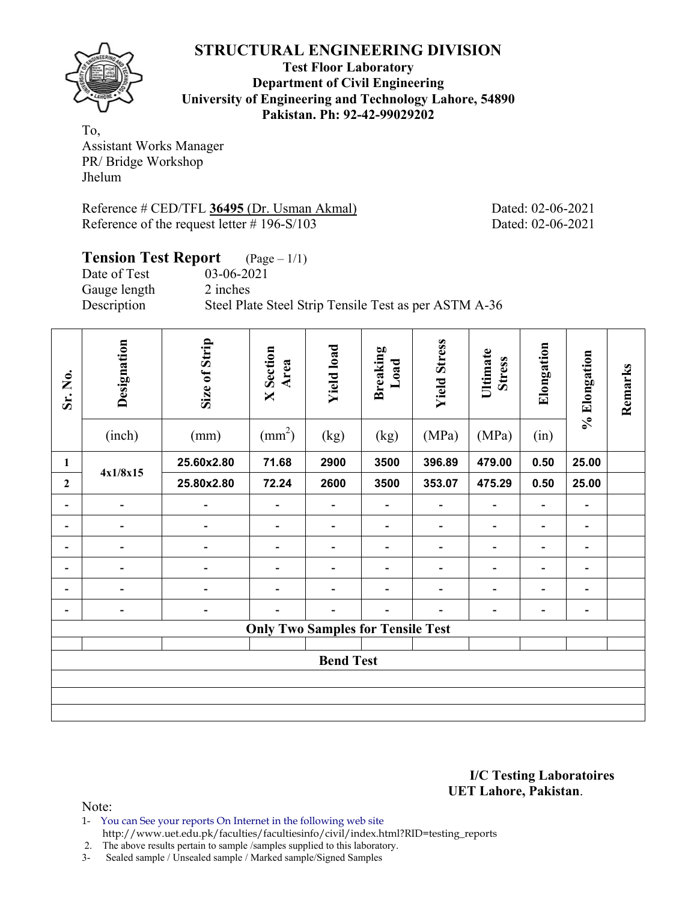# STRUCTURAL ENGINEERING DIVISION

**Test Floor Laboratory**
**Department of Civil Engineering**
**University of Engineering and Technology Lahore, 54890**
**Pakistan. Ph: 92-42-99029202**

To,
Assistant Works Manager
PR/ Bridge Workshop
Jhelum

Reference # CED/TFL **36495** (Dr. Usman Akmal) Dated: 02-06-2021
Reference of the request letter # 196-S/103 Dated: 02-06-2021

## Tension Test Report (Page – 1/1)

Date of Test 03-06-2021
Gauge length 2 inches
Description Steel Plate Steel Strip Tensile Test as per ASTM A-36

| Sr. No. | Designation (inch) | Size of Strip (mm) | X Section Area ($mm^2$) | Yield load (kg) | Breaking Load (kg) | Yield Stress (MPa) | Ultimate Stress (MPa) | Elongation (in) | % Elongation | Remarks |
|---|---|---|---|---|---|---|---|---|---|---|
| **1** | **4x1/8x15** | **25.60x2.80** | **71.68** | **2900** | **3500** | **396.89** | **479.00** | **0.50** | **25.00** | |
| **2** | | **25.80x2.80** | **72.24** | **2600** | **3500** | **353.07** | **475.29** | **0.50** | **25.00** | |
| - | - | - | - | - | - | - | - | - | - | |
| - | - | - | - | - | - | - | - | - | - | |
| - | - | - | - | - | - | - | - | - | - | |
| - | - | - | - | - | - | - | - | - | - | |
| - | - | - | - | - | - | - | - | - | - | |
| - | - | - | - | - | - | - | - | - | - | |
| **Only Two Samples for Tensile Test** | | | | | | | | | | |
| | | | | | | | | | | |
| **Bend Test** | | | | | | | | | | |
| | | | | | | | | | | |
| | | | | | | | | | | |
| | | | | | | | | | | |

**I/C Testing Laboratoires**
**UET Lahore, Pakistan**.

Note:
1- You can See your reports On Internet in the following web site
http://www.uet.edu.pk/faculties/facultiesinfo/civil/index.html?RID=testing_reports
2. The above results pertain to sample /samples supplied to this laboratory.
3- Sealed sample / Unsealed sample / Marked sample/Signed Samples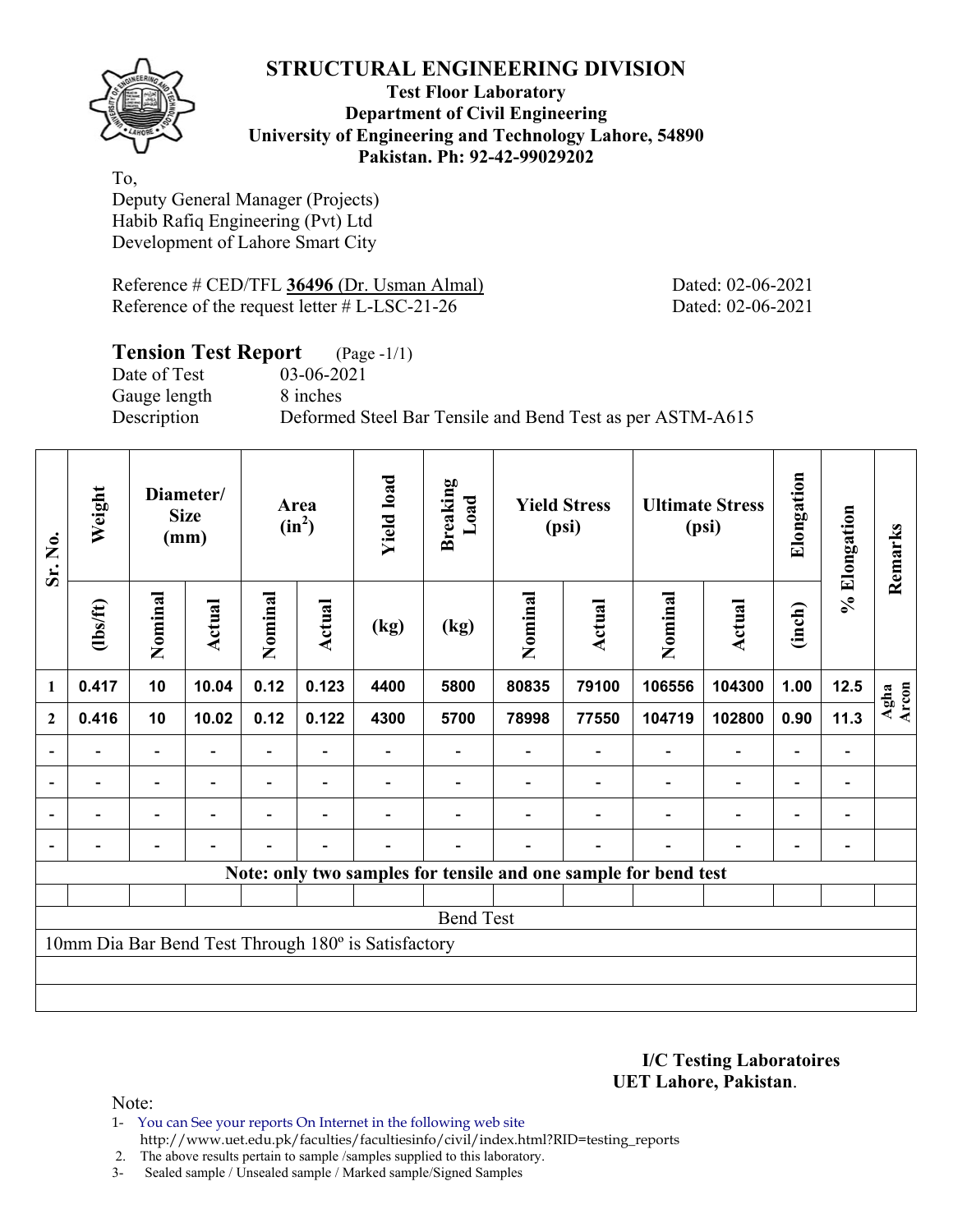# STRUCTURAL ENGINEERING DIVISION

**Test Floor Laboratory**
**Department of Civil Engineering**
**University of Engineering and Technology Lahore, 54890**
**Pakistan. Ph: 92-42-99029202**

To,
Deputy General Manager (Projects)
Habib Rafiq Engineering (Pvt) Ltd
Development of Lahore Smart City

Reference # CED/TFL **36496** (Dr. Usman Almal) Dated: 02-06-2021
Reference of the request letter # L-LSC-21-26 Dated: 02-06-2021

## Tension Test Report (Page -1/1)

Date of Test 03-06-2021
Gauge length 8 inches
Description Deformed Steel Bar Tensile and Bend Test as per ASTM-A615

| Sr. No. | Weight | Diameter/ Size (mm) | | Area ($in^2$) | | Yield load | Breaking Load | Yield Stress (psi) | | Ultimate Stress (psi) | | Elongation | % Elongation | Remarks |
|---|---|---|---|---|---|---|---|---|---|---|---|---|---|---|
| | (lbs/ft) | Nominal | Actual | Nominal | Actual | (kg) | (kg) | Nominal | Actual | Nominal | Actual | (inch) | | |
| 1 | 0.417 | 10 | 10.04 | 0.12 | 0.123 | 4400 | 5800 | 80835 | 79100 | 106556 | 104300 | 1.00 | 12.5 | Agha Arcon |
| 2 | 0.416 | 10 | 10.02 | 0.12 | 0.122 | 4300 | 5700 | 78998 | 77550 | 104719 | 102800 | 0.90 | 11.3 | |
| - | - | - | - | - | - | - | - | - | - | - | - | - | - | |
| - | - | - | - | - | - | - | - | - | - | - | - | - | - | |
| - | - | - | - | - | - | - | - | - | - | - | - | - | - | |
| - | - | - | - | - | - | - | - | - | - | - | - | - | - | |
| **Note: only two samples for tensile and one sample for bend test** | | | | | | | | | | | | | | |
| Bend Test | | | | | | | | | | | | | | |
| 10mm Dia Bar Bend Test Through 180º is Satisfactory | | | | | | | | | | | | | | |

**I/C Testing Laboratoires**
**UET Lahore, Pakistan**.

Note:
1- You can See your reports On Internet in the following web site
http://www.uet.edu.pk/faculties/facultiesinfo/civil/index.html?RID=testing_reports
2. The above results pertain to sample /samples supplied to this laboratory.
3- Sealed sample / Unsealed sample / Marked sample/Signed Samples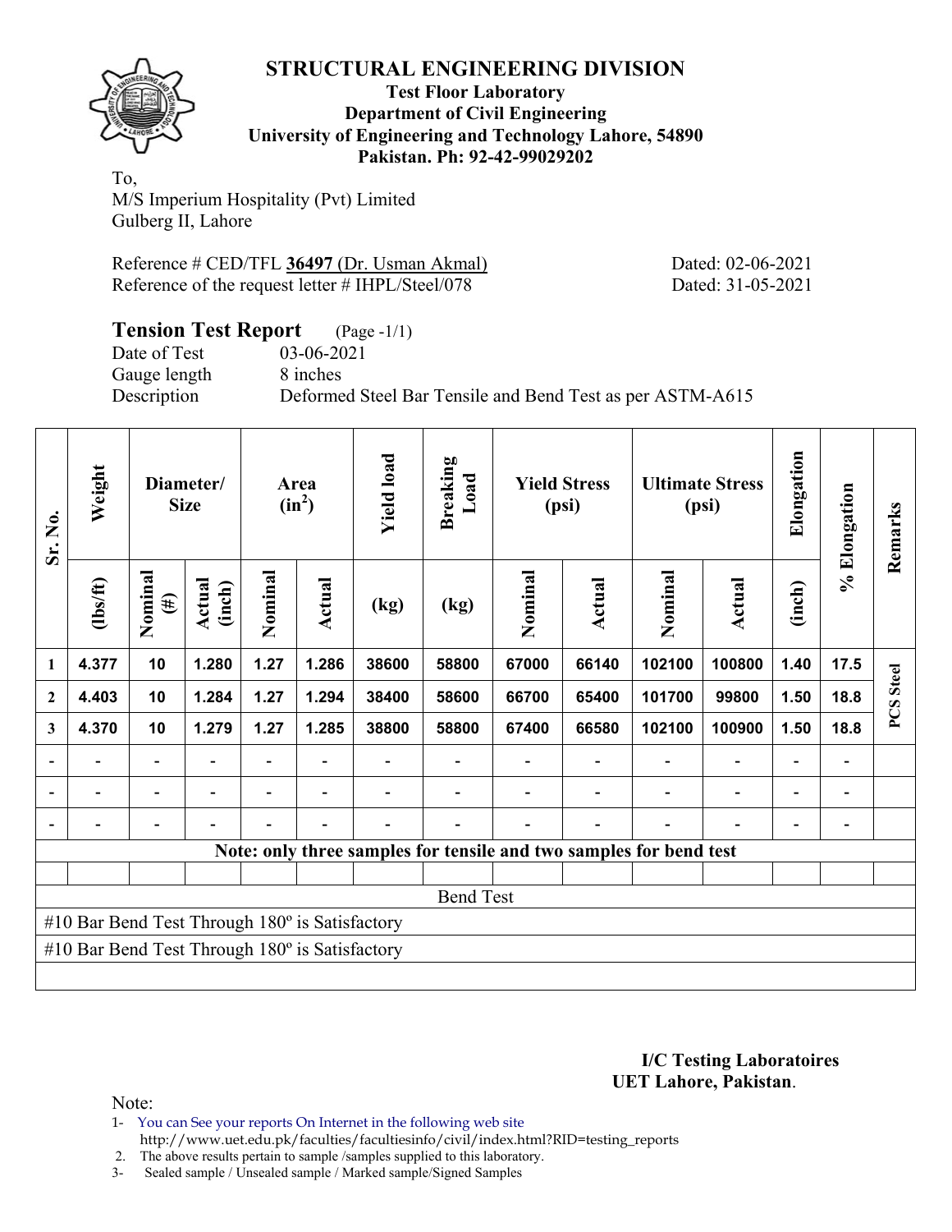# STRUCTURAL ENGINEERING DIVISION

**Test Floor Laboratory**
**Department of Civil Engineering**
**University of Engineering and Technology Lahore, 54890**
**Pakistan. Ph: 92-42-99029202**

To,
M/S Imperium Hospitality (Pvt) Limited
Gulberg II, Lahore

Reference # CED/TFL **36497** (Dr. Usman Akmal) Dated: 02-06-2021
Reference of the request letter # IHPL/Steel/078 Dated: 31-05-2021

## Tension Test Report (Page -1/1)

Date of Test 03-06-2021
Gauge length 8 inches
Description Deformed Steel Bar Tensile and Bend Test as per ASTM-A615

| Sr. No. | Weight | Diameter/ Size | | Area ($in^2$) | | Yield load | Breaking Load | Yield Stress (psi) | | Ultimate Stress (psi) | | Elongation | % Elongation | Remarks |
|---|---|---|---|---|---|---|---|---|---|---|---|---|---|---|
| | (lbs/ft) | Nominal (#) | Actual (inch) | Nominal | Actual | (kg) | (kg) | Nominal | Actual | Nominal | Actual | (inch) | | |
| 1 | 4.377 | 10 | 1.280 | 1.27 | 1.286 | 38600 | 58800 | 67000 | 66140 | 102100 | 100800 | 1.40 | 17.5 | PCS Steel |
| 2 | 4.403 | 10 | 1.284 | 1.27 | 1.294 | 38400 | 58600 | 66700 | 65400 | 101700 | 99800 | 1.50 | 18.8 | |
| 3 | 4.370 | 10 | 1.279 | 1.27 | 1.285 | 38800 | 58800 | 67400 | 66580 | 102100 | 100900 | 1.50 | 18.8 | |
| - | - | - | - | - | - | - | - | - | - | - | - | - | - | |
| - | - | - | - | - | - | - | - | - | - | - | - | - | - | |
| - | - | - | - | - | - | - | - | - | - | - | - | - | - | |

**Note: only three samples for tensile and two samples for bend test**

Bend Test

#10 Bar Bend Test Through 180º is Satisfactory
#10 Bar Bend Test Through 180º is Satisfactory

**I/C Testing Laboratoires**
**UET Lahore, Pakistan**.

Note:
1- You can See your reports On Internet in the following web site
http://www.uet.edu.pk/faculties/facultiesinfo/civil/index.html?RID=testing_reports
2. The above results pertain to sample /samples supplied to this laboratory.
3- Sealed sample / Unsealed sample / Marked sample/Signed Samples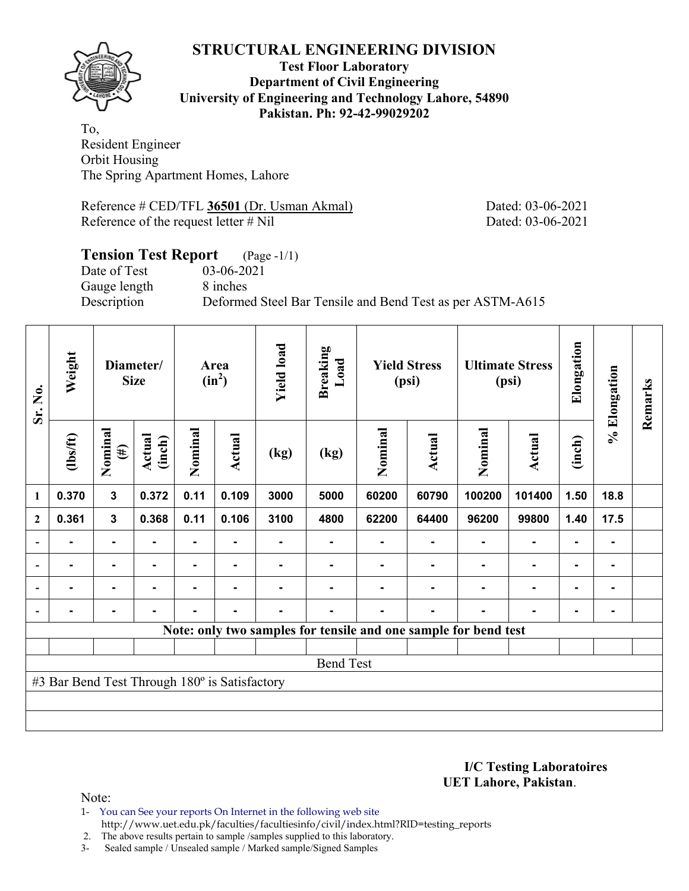# STRUCTURAL ENGINEERING DIVISION

**Test Floor Laboratory**
**Department of Civil Engineering**
**University of Engineering and Technology Lahore, 54890**
**Pakistan. Ph: 92-42-99029202**

To,
Resident Engineer
Orbit Housing
The Spring Apartment Homes, Lahore

Reference # CED/TFL **36501** (Dr. Usman Akmal) Dated: 03-06-2021
Reference of the request letter # Nil Dated: 03-06-2021

## Tension Test Report (Page -1/1)

Date of Test 03-06-2021
Gauge length 8 inches
Description Deformed Steel Bar Tensile and Bend Test as per ASTM-A615

| Sr. No. | Weight | Diameter/ Size | | Area ($in^2$) | | Yield load | Breaking Load | Yield Stress (psi) | | Ultimate Stress (psi) | | Elongation | % Elongation | Remarks |
|---|---|---|---|---|---|---|---|---|---|---|---|---|---|---|
| | (lbs/ft) | Nominal (#) | Actual (inch) | Nominal | Actual | (kg) | (kg) | Nominal | Actual | Nominal | Actual | (inch) | | |
| 1 | 0.370 | 3 | 0.372 | 0.11 | 0.109 | 3000 | 5000 | 60200 | 60790 | 100200 | 101400 | 1.50 | 18.8 | |
| 2 | 0.361 | 3 | 0.368 | 0.11 | 0.106 | 3100 | 4800 | 62200 | 64400 | 96200 | 99800 | 1.40 | 17.5 | |
| - | - | - | - | - | - | - | - | - | - | - | - | - | - | |
| - | - | - | - | - | - | - | - | - | - | - | - | - | - | |
| - | - | - | - | - | - | - | - | - | - | - | - | - | - | |
| - | - | - | - | - | - | - | - | - | - | - | - | - | - | |

**Note: only two samples for tensile and one sample for bend test**

Bend Test

#3 Bar Bend Test Through 180º is Satisfactory

**I/C Testing Laboratoires**
**UET Lahore, Pakistan**.

Note:
1- You can See your reports On Internet in the following web site
http://www.uet.edu.pk/faculties/facultiesinfo/civil/index.html?RID=testing_reports
2. The above results pertain to sample /samples supplied to this laboratory.
3- Sealed sample / Unsealed sample / Marked sample/Signed Samples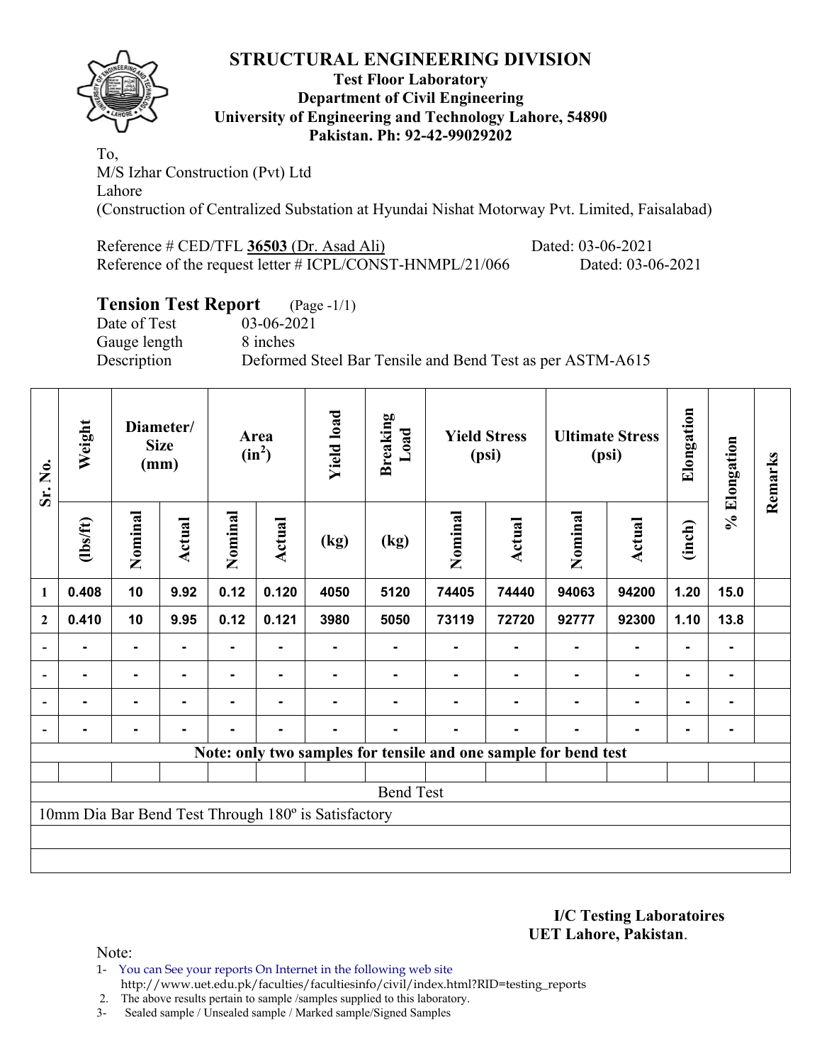# STRUCTURAL ENGINEERING DIVISION

**Test Floor Laboratory**
**Department of Civil Engineering**
**University of Engineering and Technology Lahore, 54890**
**Pakistan. Ph: 92-42-99029202**

To,
M/S Izhar Construction (Pvt) Ltd
Lahore
(Construction of Centralized Substation at Hyundai Nishat Motorway Pvt. Limited, Faisalabad)

Reference # CED/TFL **36503** (Dr. Asad Ali) Dated: 03-06-2021
Reference of the request letter # ICPL/CONST-HNMPL/21/066 Dated: 03-06-2021

## Tension Test Report (Page -1/1)

Date of Test 03-06-2021
Gauge length 8 inches
Description Deformed Steel Bar Tensile and Bend Test as per ASTM-A615

| Sr. No. | Weight | Diameter/ Size (mm) | | Area ($in^2$) | | Yield load | Breaking Load | Yield Stress (psi) | | Ultimate Stress (psi) | | Elongation | % Elongation | Remarks |
|---|---|---|---|---|---|---|---|---|---|---|---|---|---|---|
| | (lbs/ft) | Nominal | Actual | Nominal | Actual | (kg) | (kg) | Nominal | Actual | Nominal | Actual | (inch) | | |
| 1 | 0.408 | 10 | 9.92 | 0.12 | 0.120 | 4050 | 5120 | 74405 | 74440 | 94063 | 94200 | 1.20 | 15.0 | |
| 2 | 0.410 | 10 | 9.95 | 0.12 | 0.121 | 3980 | 5050 | 73119 | 72720 | 92777 | 92300 | 1.10 | 13.8 | |
| - | - | - | - | - | - | - | - | - | - | - | - | - | - | |
| - | - | - | - | - | - | - | - | - | - | - | - | - | - | |
| - | - | - | - | - | - | - | - | - | - | - | - | - | - | |
| - | - | - | - | - | - | - | - | - | - | - | - | - | - | |
| **Note: only two samples for tensile and one sample for bend test** | | | | | | | | | | | | | | |
| | | | | | | | | | | | | | | |
| Bend Test | | | | | | | | | | | | | | |
| 10mm Dia Bar Bend Test Through 180º is Satisfactory | | | | | | | | | | | | | | |

**I/C Testing Laboratoires**
**UET Lahore, Pakistan**.

Note:
1- You can See your reports On Internet in the following web site
http://www.uet.edu.pk/faculties/facultiesinfo/civil/index.html?RID=testing_reports
2. The above results pertain to sample /samples supplied to this laboratory.
3- Sealed sample / Unsealed sample / Marked sample/Signed Samples